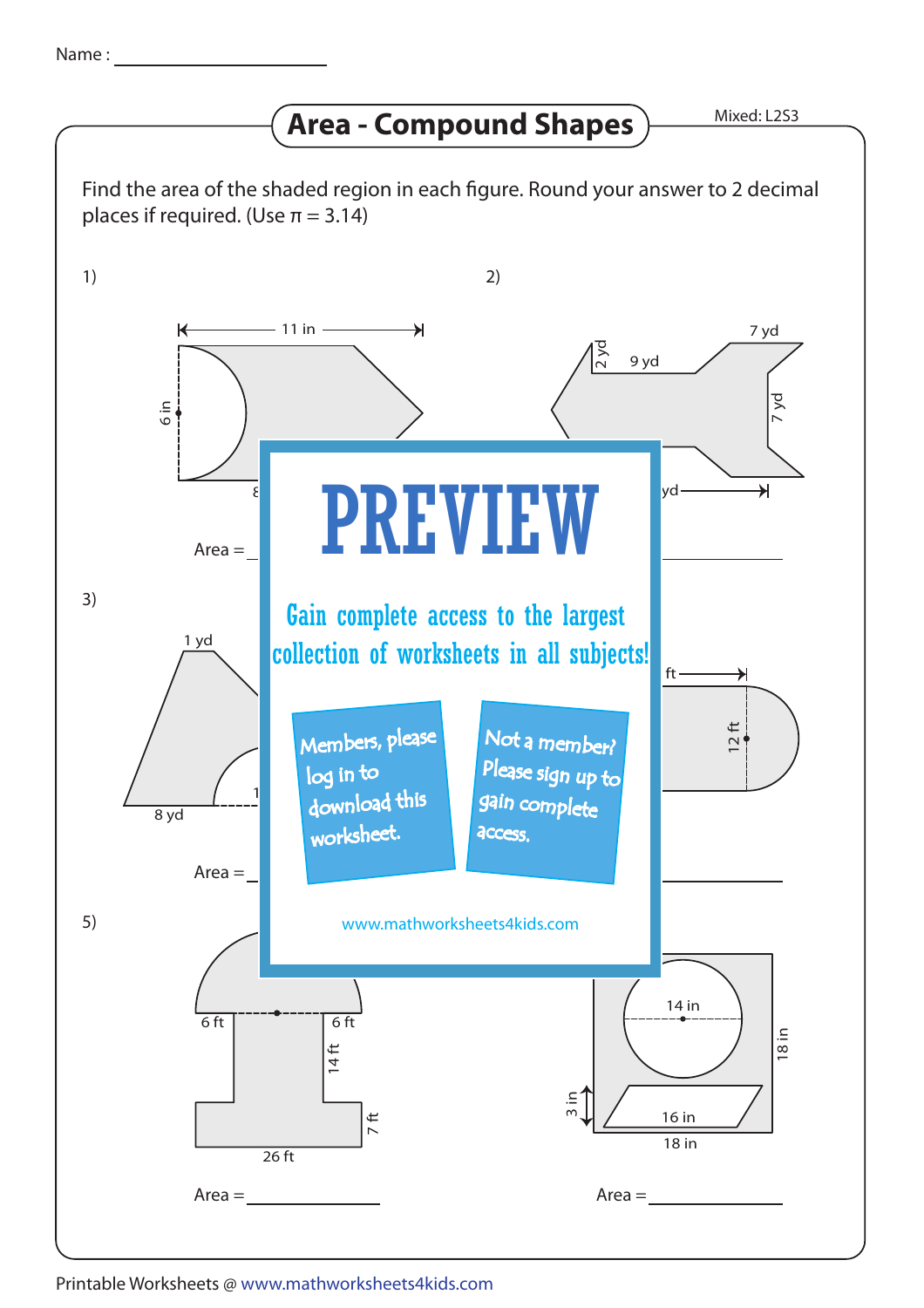Name :

# Area - Compound Shapes

Mixed: L2S3

Find the area of the shaded region in each figure. Round your answer to 2 decimal places if required. (Use π = 3.14)

1)

11 in

6 in

8

Area =

2)

7 yd

2 yd

9 yd

7 yd

yd

Area =

3)

1 yd

8 yd

1

Area =

4)

ft

12 ft

Area =

5)

6 ft

6 ft

14 ft

7 ft

26 ft

Area =

6)

14 in

18 in

3 in

16 in

18 in

Area =

PREVIEW

Gain complete access to the largest collection of worksheets in all subjects!

Members, please log in to download this worksheet.

Not a member? Please sign up to gain complete access.

www.mathworksheets4kids.com

Printable Worksheets @ www.mathworksheets4kids.com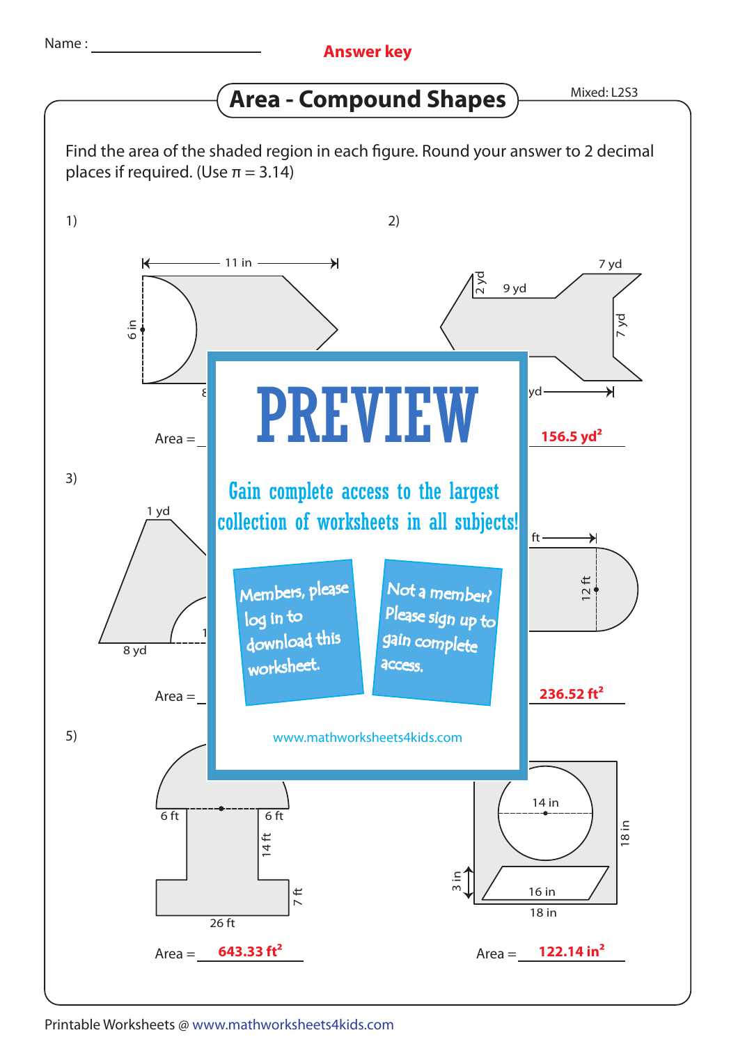Name : ____________________

**Answer key**

# Area - Compound Shapes

Mixed: L2S3

Find the area of the shaded region in each figure. Round your answer to 2 decimal places if required. (Use π = 3.14)

1)

11 in

6 in

Area = ______

2)

7 yd

2 yd

9 yd

7 yd

yd

Area = **156.5 yd²**

3)

1 yd

8 yd

Area = ______

4)

ft

12 ft

Area = **236.52 ft²**

**PREVIEW**

Gain complete access to the largest collection of worksheets in all subjects!

Members, please log in to download this worksheet.

Not a member? Please sign up to gain complete access.

www.mathworksheets4kids.com

5)

6 ft

6 ft

14 ft

7 ft

26 ft

Area = **643.33 ft²**

6)

14 in

18 in

3 in

16 in

18 in

Area = **122.14 in²**

Printable Worksheets @ www.mathworksheets4kids.com